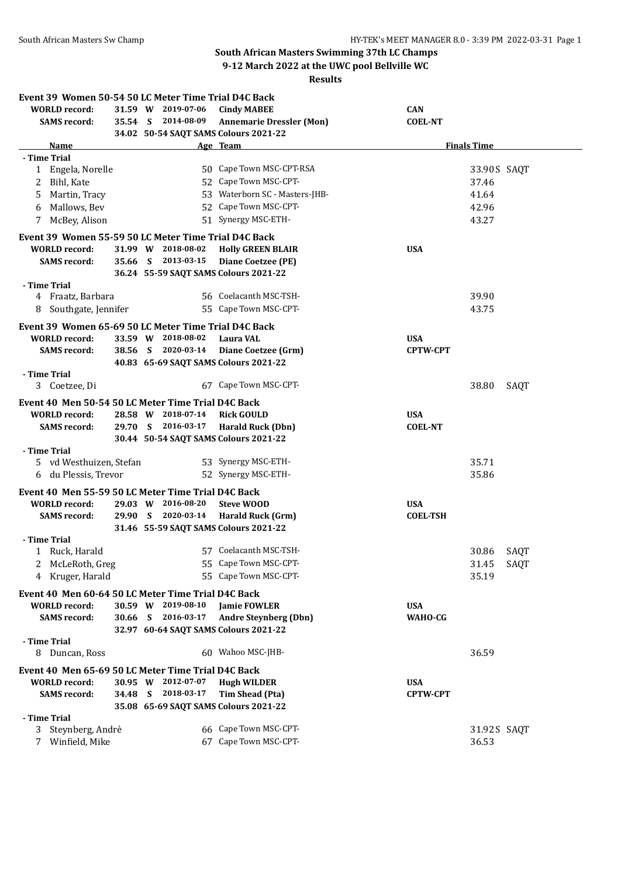# South African Masters Swimming 37th LC Champs

**9-12 March 2022 at the UWC pool Bellville WC**

**Results**

### Event 39 Women 50-54 50 LC Meter Time Trial D4C Back

| | | | | | |
|---|---|---|---|---|---|
| **WORLD record:** | 31.59 W | 2019-07-06 | **Cindy MABEE** | **CAN** | |
| **SAMS record:** | 35.54 S | 2014-08-09 | **Annemarie Dressler (Mon)** | **COEL-NT** | |
| | 34.02 | | **50-54 SAQT SAMS Colours 2021-22** | | |

| Name | Age | Team | Finals Time | |
|---|---|---|---|---|
| **- Time Trial** | | | | |
| 1 Engela, Norelle | 50 | Cape Town MSC-CPT-RSA | 33.90S | SAQT |
| 2 Bihl, Kate | 52 | Cape Town MSC-CPT- | 37.46 | |
| 5 Martin, Tracy | 53 | Waterborn SC - Masters-JHB- | 41.64 | |
| 6 Mallows, Bev | 52 | Cape Town MSC-CPT- | 42.96 | |
| 7 McBey, Alison | 51 | Synergy MSC-ETH- | 43.27 | |

### Event 39 Women 55-59 50 LC Meter Time Trial D4C Back

| | | | | | |
|---|---|---|---|---|---|
| **WORLD record:** | 31.99 W | 2018-08-02 | **Holly GREEN BLAIR** | **USA** | |
| **SAMS record:** | 35.66 S | 2013-03-15 | **Diane Coetzee (PE)** | | |
| | 36.24 | | **55-59 SAQT SAMS Colours 2021-22** | | |

| Name | Age | Team | Finals Time | |
|---|---|---|---|---|
| **- Time Trial** | | | | |
| 4 Fraatz, Barbara | 56 | Coelacanth MSC-TSH- | 39.90 | |
| 8 Southgate, Jennifer | 55 | Cape Town MSC-CPT- | 43.75 | |

### Event 39 Women 65-69 50 LC Meter Time Trial D4C Back

| | | | | | |
|---|---|---|---|---|---|
| **WORLD record:** | 33.59 W | 2018-08-02 | **Laura VAL** | **USA** | |
| **SAMS record:** | 38.56 S | 2020-03-14 | **Diane Coetzee (Grm)** | **CPTW-CPT** | |
| | 40.83 | | **65-69 SAQT SAMS Colours 2021-22** | | |

| Name | Age | Team | Finals Time | |
|---|---|---|---|---|
| **- Time Trial** | | | | |
| 3 Coetzee, Di | 67 | Cape Town MSC-CPT- | 38.80 | SAQT |

### Event 40 Men 50-54 50 LC Meter Time Trial D4C Back

| | | | | | |
|---|---|---|---|---|---|
| **WORLD record:** | 28.58 W | 2018-07-14 | **Rick GOULD** | **USA** | |
| **SAMS record:** | 29.70 S | 2016-03-17 | **Harald Ruck (Dbn)** | **COEL-NT** | |
| | 30.44 | | **50-54 SAQT SAMS Colours 2021-22** | | |

| Name | Age | Team | Finals Time | |
|---|---|---|---|---|
| **- Time Trial** | | | | |
| 5 vd Westhuizen, Stefan | 53 | Synergy MSC-ETH- | 35.71 | |
| 6 du Plessis, Trevor | 52 | Synergy MSC-ETH- | 35.86 | |

### Event 40 Men 55-59 50 LC Meter Time Trial D4C Back

| | | | | | |
|---|---|---|---|---|---|
| **WORLD record:** | 29.03 W | 2016-08-20 | **Steve WOOD** | **USA** | |
| **SAMS record:** | 29.90 S | 2020-03-14 | **Harald Ruck (Grm)** | **COEL-TSH** | |
| | 31.46 | | **55-59 SAQT SAMS Colours 2021-22** | | |

| Name | Age | Team | Finals Time | |
|---|---|---|---|---|
| **- Time Trial** | | | | |
| 1 Ruck, Harald | 57 | Coelacanth MSC-TSH- | 30.86 | SAQT |
| 2 McLeRoth, Greg | 55 | Cape Town MSC-CPT- | 31.45 | SAQT |
| 4 Kruger, Harald | 55 | Cape Town MSC-CPT- | 35.19 | |

### Event 40 Men 60-64 50 LC Meter Time Trial D4C Back

| | | | | | |
|---|---|---|---|---|---|
| **WORLD record:** | 30.59 W | 2019-08-10 | **Jamie FOWLER** | **USA** | |
| **SAMS record:** | 30.66 S | 2016-03-17 | **Andre Steynberg (Dbn)** | **WAHO-CG** | |
| | 32.97 | | **60-64 SAQT SAMS Colours 2021-22** | | |

| Name | Age | Team | Finals Time | |
|---|---|---|---|---|
| **- Time Trial** | | | | |
| 8 Duncan, Ross | 60 | Wahoo MSC-JHB- | 36.59 | |

### Event 40 Men 65-69 50 LC Meter Time Trial D4C Back

| | | | | | |
|---|---|---|---|---|---|
| **WORLD record:** | 30.95 W | 2012-07-07 | **Hugh WILDER** | **USA** | |
| **SAMS record:** | 34.48 S | 2018-03-17 | **Tim Shead (Pta)** | **CPTW-CPT** | |
| | 35.08 | | **65-69 SAQT SAMS Colours 2021-22** | | |

| Name | Age | Team | Finals Time | |
|---|---|---|---|---|
| **- Time Trial** | | | | |
| 3 Steynberg, Andrè | 66 | Cape Town MSC-CPT- | 31.92S | SAQT |
| 7 Winfield, Mike | 67 | Cape Town MSC-CPT- | 36.53 | |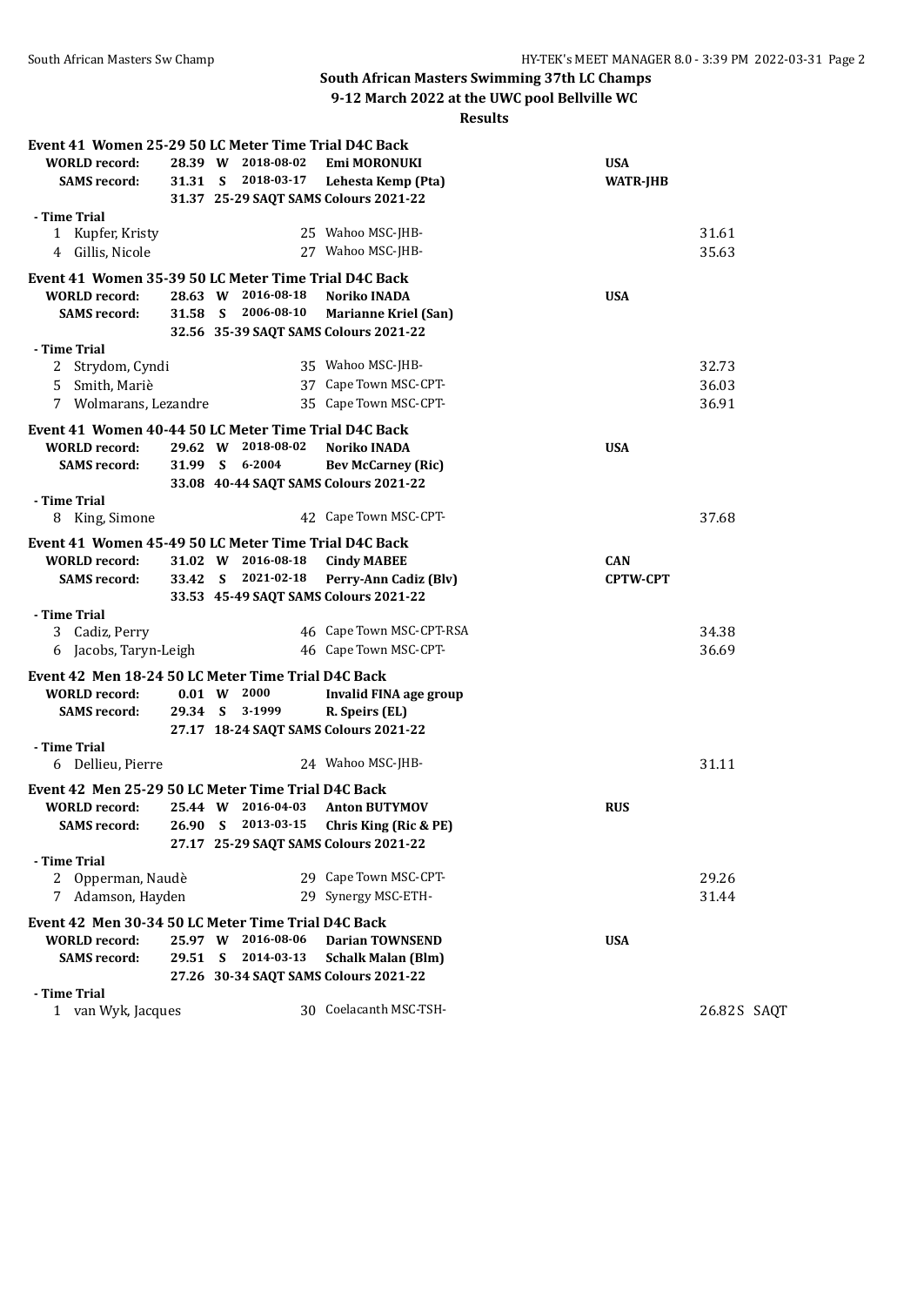**South African Masters Swimming 37th LC Champs**

**9-12 March 2022 at the UWC pool Bellville WC**

**Results**

**Event 41 Women 25-29 50 LC Meter Time Trial D4C Back**

| | | | | | |
|---|---|---|---|---|---|
| **WORLD record:** | **28.39 W** | **2018-08-02** | **Emi MORONUKI** | **USA** | |
| **SAMS record:** | **31.31 S** | **2018-03-17** | **Lehesta Kemp (Pta)** | **WATR-JHB** | |
| | **31.37** | | **25-29 SAQT SAMS Colours 2021-22** | | |
| **- Time Trial** | | | | | |
| 1 Kupfer, Kristy | | 25 | Wahoo MSC-JHB- | | 31.61 |
| 4 Gillis, Nicole | | 27 | Wahoo MSC-JHB- | | 35.63 |

**Event 41 Women 35-39 50 LC Meter Time Trial D4C Back**

| | | | | | |
|---|---|---|---|---|---|
| **WORLD record:** | **28.63 W** | **2016-08-18** | **Noriko INADA** | **USA** | |
| **SAMS record:** | **31.58 S** | **2006-08-10** | **Marianne Kriel (San)** | | |
| | **32.56** | | **35-39 SAQT SAMS Colours 2021-22** | | |
| **- Time Trial** | | | | | |
| 2 Strydom, Cyndi | | 35 | Wahoo MSC-JHB- | | 32.73 |
| 5 Smith, Mariè | | 37 | Cape Town MSC-CPT- | | 36.03 |
| 7 Wolmarans, Lezandre | | 35 | Cape Town MSC-CPT- | | 36.91 |

**Event 41 Women 40-44 50 LC Meter Time Trial D4C Back**

| | | | | | |
|---|---|---|---|---|---|
| **WORLD record:** | **29.62 W** | **2018-08-02** | **Noriko INADA** | **USA** | |
| **SAMS record:** | **31.99 S** | **6-2004** | **Bev McCarney (Ric)** | | |
| | **33.08** | | **40-44 SAQT SAMS Colours 2021-22** | | |
| **- Time Trial** | | | | | |
| 8 King, Simone | | 42 | Cape Town MSC-CPT- | | 37.68 |

**Event 41 Women 45-49 50 LC Meter Time Trial D4C Back**

| | | | | | |
|---|---|---|---|---|---|
| **WORLD record:** | **31.02 W** | **2016-08-18** | **Cindy MABEE** | **CAN** | |
| **SAMS record:** | **33.42 S** | **2021-02-18** | **Perry-Ann Cadiz (Blv)** | **CPTW-CPT** | |
| | **33.53** | | **45-49 SAQT SAMS Colours 2021-22** | | |
| **- Time Trial** | | | | | |
| 3 Cadiz, Perry | | 46 | Cape Town MSC-CPT-RSA | | 34.38 |
| 6 Jacobs, Taryn-Leigh | | 46 | Cape Town MSC-CPT- | | 36.69 |

**Event 42 Men 18-24 50 LC Meter Time Trial D4C Back**

| | | | | | |
|---|---|---|---|---|---|
| **WORLD record:** | **0.01 W** | **2000** | **Invalid FINA age group** | | |
| **SAMS record:** | **29.34 S** | **3-1999** | **R. Speirs (EL)** | | |
| | **27.17** | | **18-24 SAQT SAMS Colours 2021-22** | | |
| **- Time Trial** | | | | | |
| 6 Dellieu, Pierre | | 24 | Wahoo MSC-JHB- | | 31.11 |

**Event 42 Men 25-29 50 LC Meter Time Trial D4C Back**

| | | | | | |
|---|---|---|---|---|---|
| **WORLD record:** | **25.44 W** | **2016-04-03** | **Anton BUTYMOV** | **RUS** | |
| **SAMS record:** | **26.90 S** | **2013-03-15** | **Chris King (Ric & PE)** | | |
| | **27.17** | | **25-29 SAQT SAMS Colours 2021-22** | | |
| **- Time Trial** | | | | | |
| 2 Opperman, Naudè | | 29 | Cape Town MSC-CPT- | | 29.26 |
| 7 Adamson, Hayden | | 29 | Synergy MSC-ETH- | | 31.44 |

**Event 42 Men 30-34 50 LC Meter Time Trial D4C Back**

| | | | | | |
|---|---|---|---|---|---|
| **WORLD record:** | **25.97 W** | **2016-08-06** | **Darian TOWNSEND** | **USA** | |
| **SAMS record:** | **29.51 S** | **2014-03-13** | **Schalk Malan (Blm)** | | |
| | **27.26** | | **30-34 SAQT SAMS Colours 2021-22** | | |
| **- Time Trial** | | | | | |
| 1 van Wyk, Jacques | | 30 | Coelacanth MSC-TSH- | | 26.82S SAQT |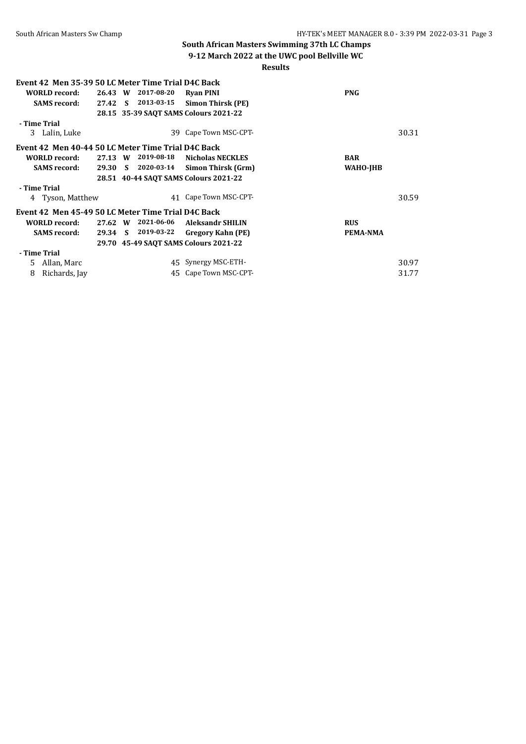## South African Masters Swimming 37th LC Champs

**9-12 March 2022 at the UWC pool Bellville WC**

**Results**

### Event 42 Men 35-39 50 LC Meter Time Trial D4C Back

| | | | | | | |
|---|---|---|---|---|---|---|
| **WORLD record:** | **26.43** | **W** | **2017-08-20** | **Ryan PINI** | **PNG** | |
| **SAMS record:** | **27.42** | **S** | **2013-03-15** | **Simon Thirsk (PE)** | | |
| | **28.15** | | | **35-39 SAQT SAMS Colours 2021-22** | | |
| **- Time Trial** | | | | | | |
| 3 Lalin, Luke | | | 39 | Cape Town MSC-CPT- | | 30.31 |

### Event 42 Men 40-44 50 LC Meter Time Trial D4C Back

| | | | | | | |
|---|---|---|---|---|---|---|
| **WORLD record:** | **27.13** | **W** | **2019-08-18** | **Nicholas NECKLES** | **BAR** | |
| **SAMS record:** | **29.30** | **S** | **2020-03-14** | **Simon Thirsk (Grm)** | **WAHO-JHB** | |
| | **28.51** | | | **40-44 SAQT SAMS Colours 2021-22** | | |
| **- Time Trial** | | | | | | |
| 4 Tyson, Matthew | | | 41 | Cape Town MSC-CPT- | | 30.59 |

### Event 42 Men 45-49 50 LC Meter Time Trial D4C Back

| | | | | | | |
|---|---|---|---|---|---|---|
| **WORLD record:** | **27.62** | **W** | **2021-06-06** | **Aleksandr SHILIN** | **RUS** | |
| **SAMS record:** | **29.34** | **S** | **2019-03-22** | **Gregory Kahn (PE)** | **PEMA-NMA** | |
| | **29.70** | | | **45-49 SAQT SAMS Colours 2021-22** | | |
| **- Time Trial** | | | | | | |
| 5 Allan, Marc | | | 45 | Synergy MSC-ETH- | | 30.97 |
| 8 Richards, Jay | | | 45 | Cape Town MSC-CPT- | | 31.77 |